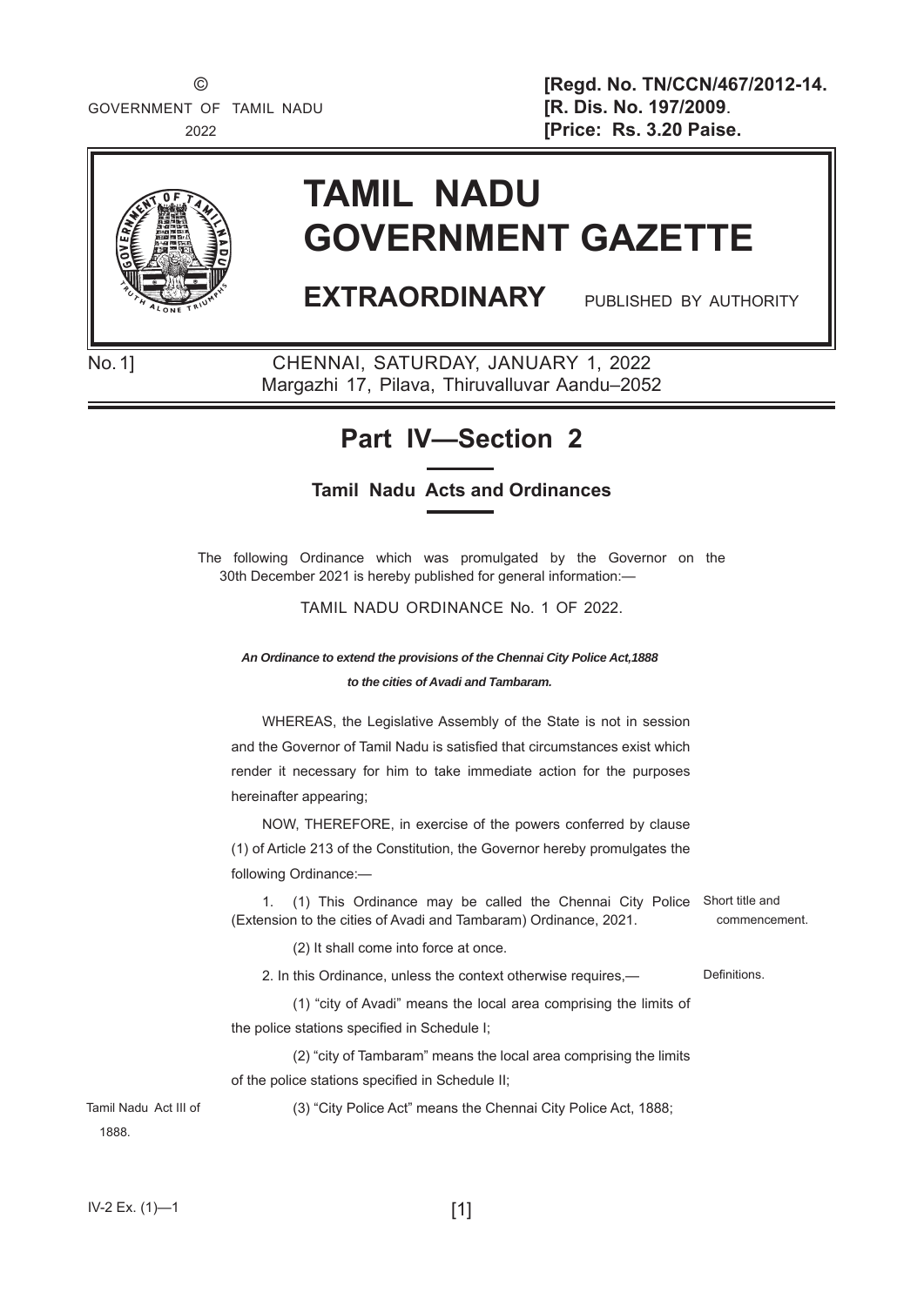©
GOVERNMENT OF TAMIL NADU
2022

**[Regd. No. TN/CCN/467/2012-14.**
**[R. Dis. No. 197/2009.**
**[Price: Rs. 3.20 Paise.**

# TAMIL NADU GOVERNMENT GAZETTE

**EXTRAORDINARY** PUBLISHED BY AUTHORITY

No. 1] CHENNAI, SATURDAY, JANUARY 1, 2022
Margazhi 17, Pilava, Thiruvalluvar Aandu–2052

## Part IV—Section 2

### Tamil Nadu Acts and Ordinances

The following Ordinance which was promulgated by the Governor on the 30th December 2021 is hereby published for general information:—

TAMIL NADU ORDINANCE No. 1 OF 2022.

***An Ordinance to extend the provisions of the Chennai City Police Act,1888 to the cities of Avadi and Tambaram.***

WHEREAS, the Legislative Assembly of the State is not in session and the Governor of Tamil Nadu is satisfied that circumstances exist which render it necessary for him to take immediate action for the purposes hereinafter appearing;

NOW, THEREFORE, in exercise of the powers conferred by clause (1) of Article 213 of the Constitution, the Governor hereby promulgates the following Ordinance:—

Short title and commencement.

1. (1) This Ordinance may be called the Chennai City Police (Extension to the cities of Avadi and Tambaram) Ordinance, 2021.

(2) It shall come into force at once.

Definitions.

2. In this Ordinance, unless the context otherwise requires,—

(1) "city of Avadi" means the local area comprising the limits of the police stations specified in Schedule I;

(2) "city of Tambaram" means the local area comprising the limits of the police stations specified in Schedule II;

Tamil Nadu Act III of 1888.

(3) "City Police Act" means the Chennai City Police Act, 1888;

IV-2 Ex. (1)—1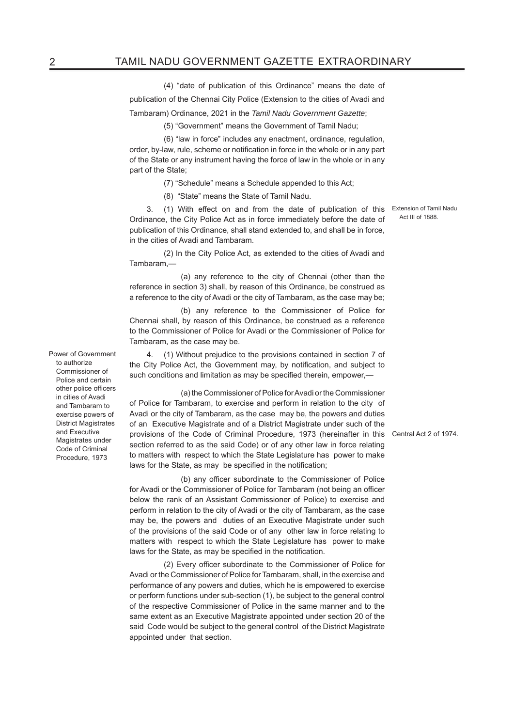(4) "date of publication of this Ordinance" means the date of publication of the Chennai City Police (Extension to the cities of Avadi and Tambaram) Ordinance, 2021 in the *Tamil Nadu Government Gazette*;

(5) "Government" means the Government of Tamil Nadu;

(6) "law in force" includes any enactment, ordinance, regulation, order, by-law, rule, scheme or notification in force in the whole or in any part of the State or any instrument having the force of law in the whole or in any part of the State;

(7) "Schedule" means a Schedule appended to this Act;

(8) "State" means the State of Tamil Nadu.

Extension of Tamil Nadu Act III of 1888.

3. (1) With effect on and from the date of publication of this Ordinance, the City Police Act as in force immediately before the date of publication of this Ordinance, shall stand extended to, and shall be in force, in the cities of Avadi and Tambaram.

(2) In the City Police Act, as extended to the cities of Avadi and Tambaram,—

(a) any reference to the city of Chennai (other than the reference in section 3) shall, by reason of this Ordinance, be construed as a reference to the city of Avadi or the city of Tambaram, as the case may be;

(b) any reference to the Commissioner of Police for Chennai shall, by reason of this Ordinance, be construed as a reference to the Commissioner of Police for Avadi or the Commissioner of Police for Tambaram, as the case may be.

Power of Government to authorize Commissioner of Police and certain other police officers in cities of Avadi and Tambaram to exercise powers of District Magistrates and Executive Magistrates under Code of Criminal Procedure, 1973

4. (1) Without prejudice to the provisions contained in section 7 of the City Police Act, the Government may, by notification, and subject to such conditions and limitation as may be specified therein, empower,—

(a) the Commissioner of Police for Avadi or the Commissioner of Police for Tambaram, to exercise and perform in relation to the city of Avadi or the city of Tambaram, as the case may be, the powers and duties of an Executive Magistrate and of a District Magistrate under such of the provisions of the Code of Criminal Procedure, 1973 (hereinafter in this section referred to as the said Code) or of any other law in force relating to matters with respect to which the State Legislature has power to make laws for the State, as may be specified in the notification;

Central Act 2 of 1974.

(b) any officer subordinate to the Commissioner of Police for Avadi or the Commissioner of Police for Tambaram (not being an officer below the rank of an Assistant Commissioner of Police) to exercise and perform in relation to the city of Avadi or the city of Tambaram, as the case may be, the powers and duties of an Executive Magistrate under such of the provisions of the said Code or of any other law in force relating to matters with respect to which the State Legislature has power to make laws for the State, as may be specified in the notification.

(2) Every officer subordinate to the Commissioner of Police for Avadi or the Commissioner of Police for Tambaram, shall, in the exercise and performance of any powers and duties, which he is empowered to exercise or perform functions under sub-section (1), be subject to the general control of the respective Commissioner of Police in the same manner and to the same extent as an Executive Magistrate appointed under section 20 of the said Code would be subject to the general control of the District Magistrate appointed under that section.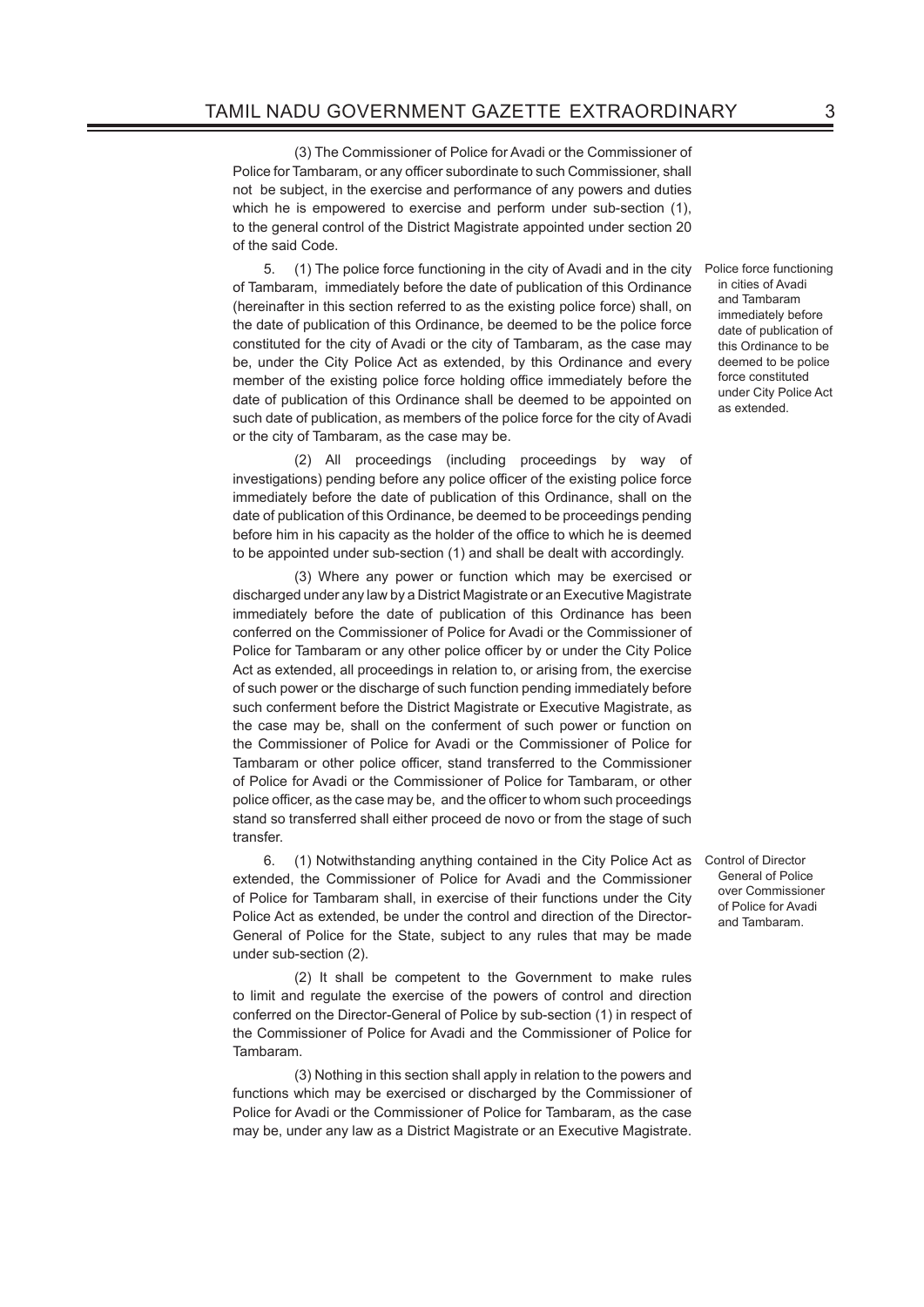(3) The Commissioner of Police for Avadi or the Commissioner of Police for Tambaram, or any officer subordinate to such Commissioner, shall not be subject, in the exercise and performance of any powers and duties which he is empowered to exercise and perform under sub-section (1), to the general control of the District Magistrate appointed under section 20 of the said Code.

Police force functioning in cities of Avadi and Tambaram immediately before date of publication of this Ordinance to be deemed to be police force constituted under City Police Act as extended.

5. (1) The police force functioning in the city of Avadi and in the city of Tambaram, immediately before the date of publication of this Ordinance (hereinafter in this section referred to as the existing police force) shall, on the date of publication of this Ordinance, be deemed to be the police force constituted for the city of Avadi or the city of Tambaram, as the case may be, under the City Police Act as extended, by this Ordinance and every member of the existing police force holding office immediately before the date of publication of this Ordinance shall be deemed to be appointed on such date of publication, as members of the police force for the city of Avadi or the city of Tambaram, as the case may be.

(2) All proceedings (including proceedings by way of investigations) pending before any police officer of the existing police force immediately before the date of publication of this Ordinance, shall on the date of publication of this Ordinance, be deemed to be proceedings pending before him in his capacity as the holder of the office to which he is deemed to be appointed under sub-section (1) and shall be dealt with accordingly.

(3) Where any power or function which may be exercised or discharged under any law by a District Magistrate or an Executive Magistrate immediately before the date of publication of this Ordinance has been conferred on the Commissioner of Police for Avadi or the Commissioner of Police for Tambaram or any other police officer by or under the City Police Act as extended, all proceedings in relation to, or arising from, the exercise of such power or the discharge of such function pending immediately before such conferment before the District Magistrate or Executive Magistrate, as the case may be, shall on the conferment of such power or function on the Commissioner of Police for Avadi or the Commissioner of Police for Tambaram or other police officer, stand transferred to the Commissioner of Police for Avadi or the Commissioner of Police for Tambaram, or other police officer, as the case may be, and the officer to whom such proceedings stand so transferred shall either proceed de novo or from the stage of such transfer.

Control of Director General of Police over Commissioner of Police for Avadi and Tambaram.

6. (1) Notwithstanding anything contained in the City Police Act as extended, the Commissioner of Police for Avadi and the Commissioner of Police for Tambaram shall, in exercise of their functions under the City Police Act as extended, be under the control and direction of the Director-General of Police for the State, subject to any rules that may be made under sub-section (2).

(2) It shall be competent to the Government to make rules to limit and regulate the exercise of the powers of control and direction conferred on the Director-General of Police by sub-section (1) in respect of the Commissioner of Police for Avadi and the Commissioner of Police for Tambaram.

(3) Nothing in this section shall apply in relation to the powers and functions which may be exercised or discharged by the Commissioner of Police for Avadi or the Commissioner of Police for Tambaram, as the case may be, under any law as a District Magistrate or an Executive Magistrate.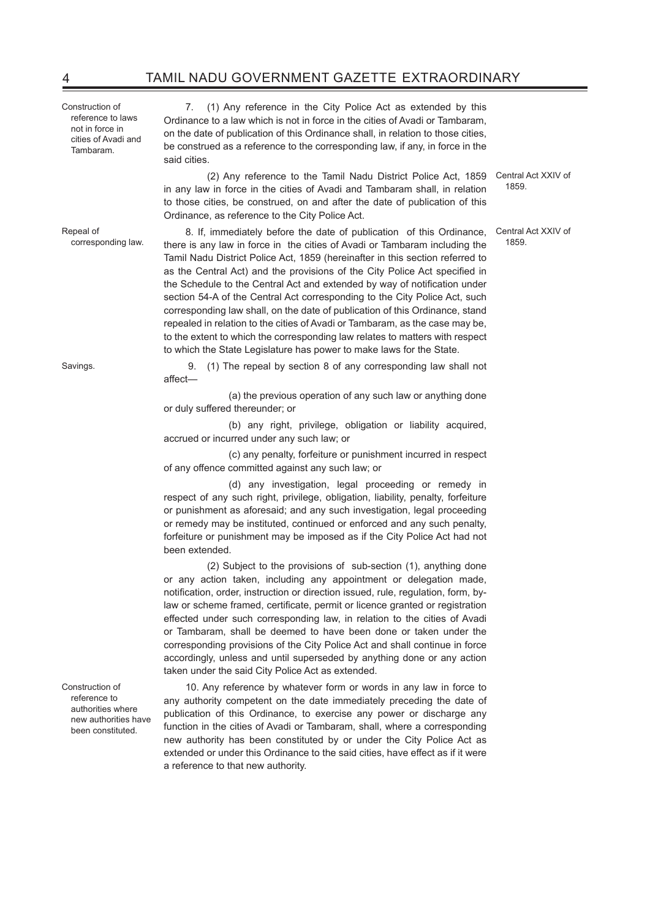Construction of reference to laws not in force in cities of Avadi and Tambaram.

7. (1) Any reference in the City Police Act as extended by this Ordinance to a law which is not in force in the cities of Avadi or Tambaram, on the date of publication of this Ordinance shall, in relation to those cities, be construed as a reference to the corresponding law, if any, in force in the said cities.

(2) Any reference to the Tamil Nadu District Police Act, 1859 in any law in force in the cities of Avadi and Tambaram shall, in relation to those cities, be construed, on and after the date of publication of this Ordinance, as reference to the City Police Act.

Central Act XXIV of 1859.

Repeal of corresponding law.

8. If, immediately before the date of publication of this Ordinance, there is any law in force in the cities of Avadi or Tambaram including the Tamil Nadu District Police Act, 1859 (hereinafter in this section referred to as the Central Act) and the provisions of the City Police Act specified in the Schedule to the Central Act and extended by way of notification under section 54-A of the Central Act corresponding to the City Police Act, such corresponding law shall, on the date of publication of this Ordinance, stand repealed in relation to the cities of Avadi or Tambaram, as the case may be, to the extent to which the corresponding law relates to matters with respect to which the State Legislature has power to make laws for the State.

Central Act XXIV of 1859.

Savings.

9. (1) The repeal by section 8 of any corresponding law shall not affect—

(a) the previous operation of any such law or anything done or duly suffered thereunder; or

(b) any right, privilege, obligation or liability acquired, accrued or incurred under any such law; or

(c) any penalty, forfeiture or punishment incurred in respect of any offence committed against any such law; or

(d) any investigation, legal proceeding or remedy in respect of any such right, privilege, obligation, liability, penalty, forfeiture or punishment as aforesaid; and any such investigation, legal proceeding or remedy may be instituted, continued or enforced and any such penalty, forfeiture or punishment may be imposed as if the City Police Act had not been extended.

(2) Subject to the provisions of sub-section (1), anything done or any action taken, including any appointment or delegation made, notification, order, instruction or direction issued, rule, regulation, form, by-law or scheme framed, certificate, permit or licence granted or registration effected under such corresponding law, in relation to the cities of Avadi or Tambaram, shall be deemed to have been done or taken under the corresponding provisions of the City Police Act and shall continue in force accordingly, unless and until superseded by anything done or any action taken under the said City Police Act as extended.

Construction of reference to authorities where new authorities have been constituted.

10. Any reference by whatever form or words in any law in force to any authority competent on the date immediately preceding the date of publication of this Ordinance, to exercise any power or discharge any function in the cities of Avadi or Tambaram, shall, where a corresponding new authority has been constituted by or under the City Police Act as extended or under this Ordinance to the said cities, have effect as if it were a reference to that new authority.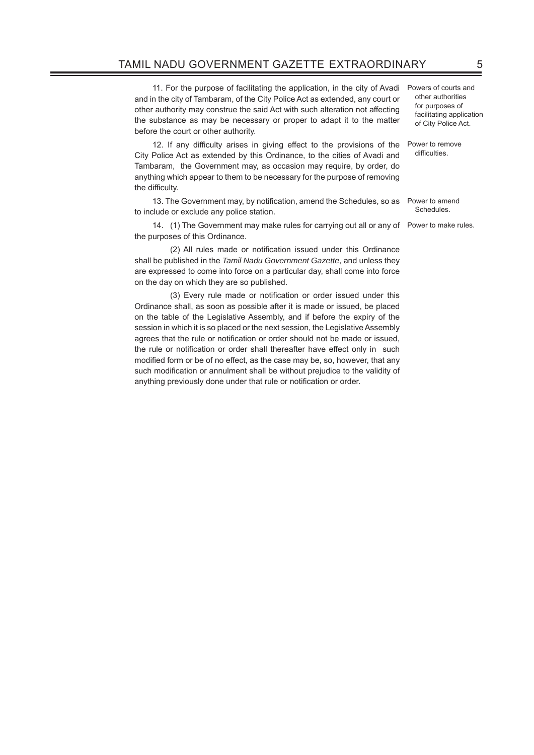11. For the purpose of facilitating the application, in the city of Avadi and in the city of Tambaram, of the City Police Act as extended, any court or other authority may construe the said Act with such alteration not affecting the substance as may be necessary or proper to adapt it to the matter before the court or other authority.

*Powers of courts and other authorities for purposes of facilitating application of City Police Act.*

12. If any difficulty arises in giving effect to the provisions of the City Police Act as extended by this Ordinance, to the cities of Avadi and Tambaram, the Government may, as occasion may require, by order, do anything which appear to them to be necessary for the purpose of removing the difficulty.

*Power to remove difficulties.*

13. The Government may, by notification, amend the Schedules, so as to include or exclude any police station.

*Power to amend Schedules.*

14. (1) The Government may make rules for carrying out all or any of the purposes of this Ordinance.

*Power to make rules.*

(2) All rules made or notification issued under this Ordinance shall be published in the *Tamil Nadu Government Gazette*, and unless they are expressed to come into force on a particular day, shall come into force on the day on which they are so published.

(3) Every rule made or notification or order issued under this Ordinance shall, as soon as possible after it is made or issued, be placed on the table of the Legislative Assembly, and if before the expiry of the session in which it is so placed or the next session, the Legislative Assembly agrees that the rule or notification or order should not be made or issued, the rule or notification or order shall thereafter have effect only in such modified form or be of no effect, as the case may be, so, however, that any such modification or annulment shall be without prejudice to the validity of anything previously done under that rule or notification or order.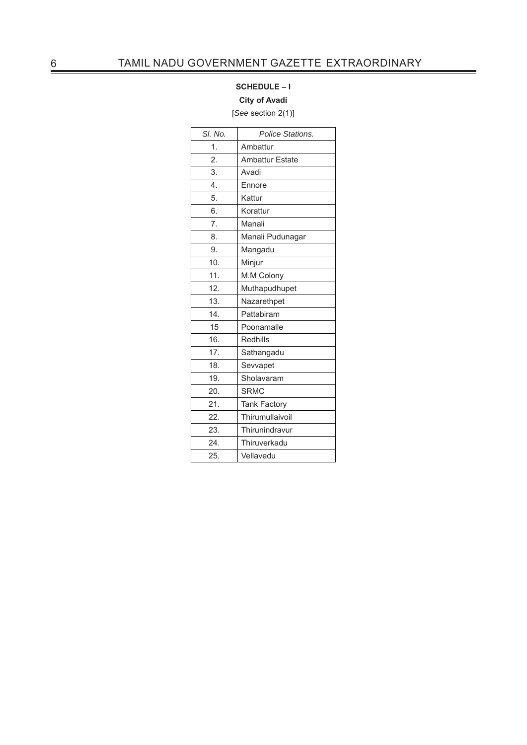**SCHEDULE – I**

**City of Avadi**

[*See* section 2(1)]

| *Sl. No.* | *Police Stations.* |
|---|---|
| 1. | Ambattur |
| 2. | Ambattur Estate |
| 3. | Avadi |
| 4. | Ennore |
| 5. | Kattur |
| 6. | Korattur |
| 7. | Manali |
| 8. | Manali Pudunagar |
| 9. | Mangadu |
| 10. | Minjur |
| 11. | M.M Colony |
| 12. | Muthapudhupet |
| 13. | Nazarethpet |
| 14. | Pattabiram |
| 15 | Poonamalle |
| 16. | Redhills |
| 17. | Sathangadu |
| 18. | Sevvapet |
| 19. | Sholavaram |
| 20. | SRMC |
| 21. | Tank Factory |
| 22. | Thirumullaivoil |
| 23. | Thirunindravur |
| 24. | Thiruverkadu |
| 25. | Vellavedu |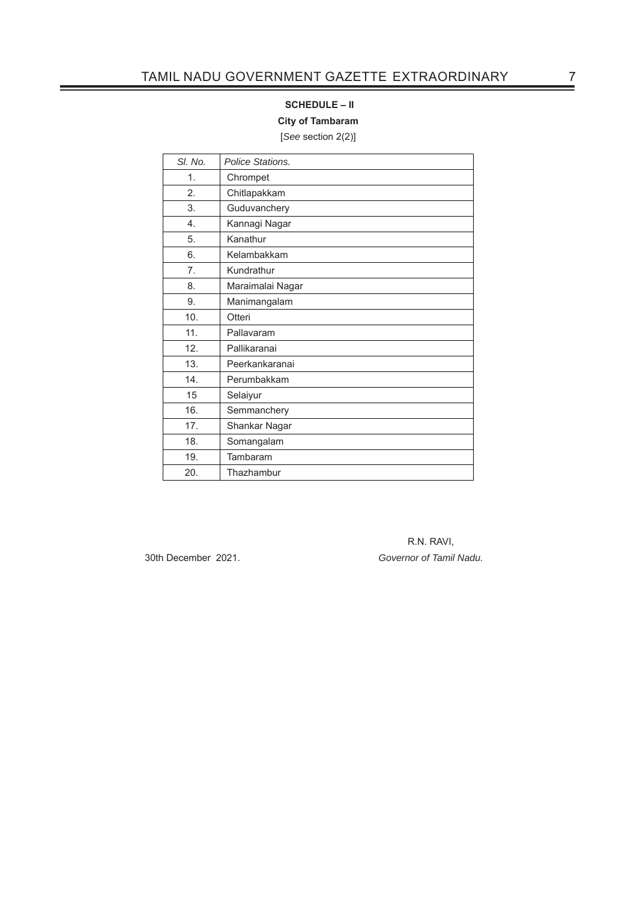**SCHEDULE – II**

**City of Tambaram**

[*See* section 2(2)]

| *Sl. No.* | *Police Stations.* |
|---|---|
| 1. | Chrompet |
| 2. | Chitlapakkam |
| 3. | Guduvanchery |
| 4. | Kannagi Nagar |
| 5. | Kanathur |
| 6. | Kelambakkam |
| 7. | Kundrathur |
| 8. | Maraimalai Nagar |
| 9. | Manimangalam |
| 10. | Otteri |
| 11. | Pallavaram |
| 12. | Pallikaranai |
| 13. | Peerkankaranai |
| 14. | Perumbakkam |
| 15 | Selaiyur |
| 16. | Semmanchery |
| 17. | Shankar Nagar |
| 18. | Somangalam |
| 19. | Tambaram |
| 20. | Thazhambur |

R.N. RAVI,

30th December 2021. *Governor of Tamil Nadu.*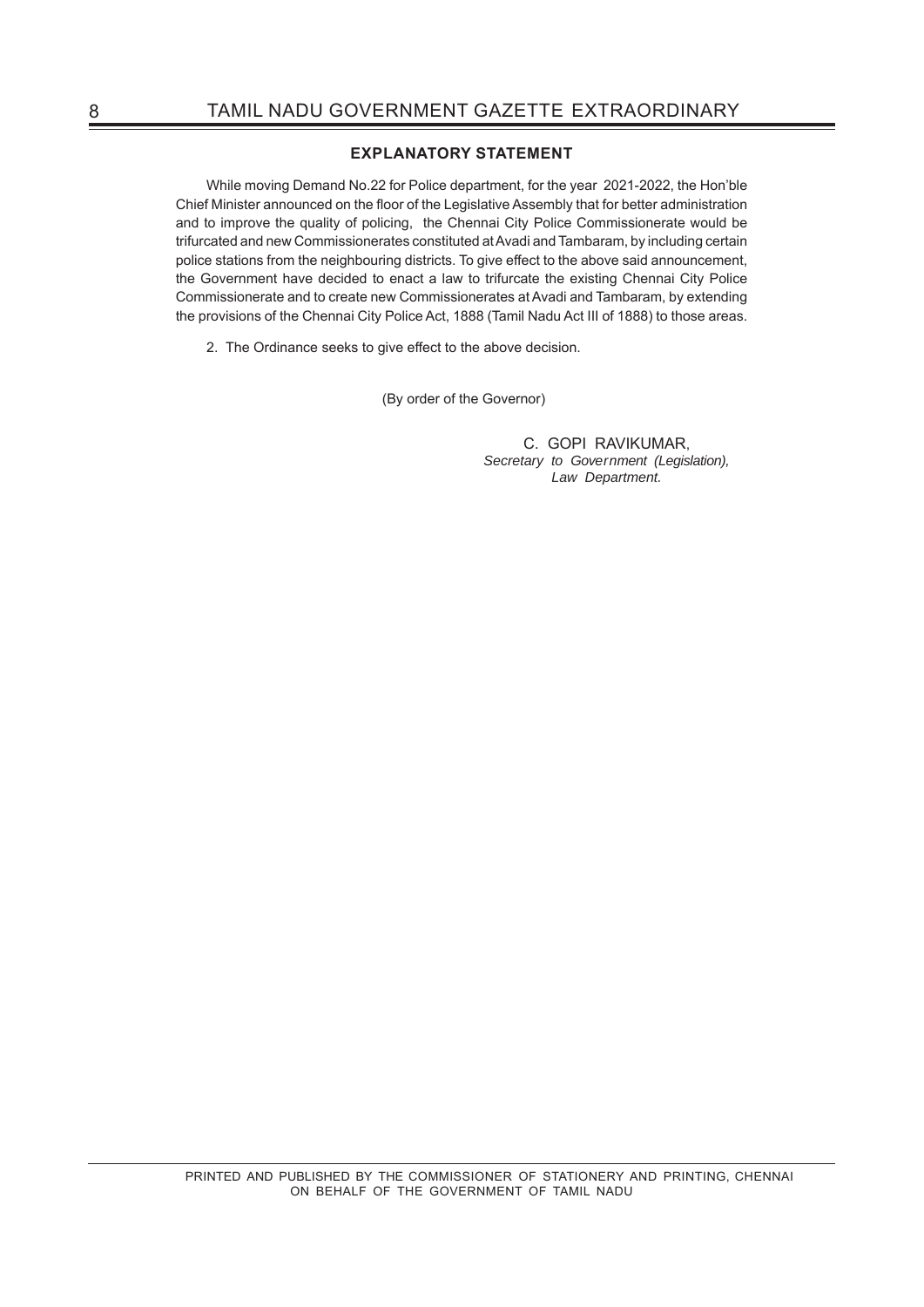## EXPLANATORY STATEMENT

While moving Demand No.22 for Police department, for the year 2021-2022, the Hon'ble Chief Minister announced on the floor of the Legislative Assembly that for better administration and to improve the quality of policing, the Chennai City Police Commissionerate would be trifurcated and new Commissionerates constituted at Avadi and Tambaram, by including certain police stations from the neighbouring districts. To give effect to the above said announcement, the Government have decided to enact a law to trifurcate the existing Chennai City Police Commissionerate and to create new Commissionerates at Avadi and Tambaram, by extending the provisions of the Chennai City Police Act, 1888 (Tamil Nadu Act III of 1888) to those areas.

2. The Ordinance seeks to give effect to the above decision.

(By order of the Governor)

C. GOPI RAVIKUMAR,
*Secretary to Government (Legislation),*
*Law Department.*

PRINTED AND PUBLISHED BY THE COMMISSIONER OF STATIONERY AND PRINTING, CHENNAI ON BEHALF OF THE GOVERNMENT OF TAMIL NADU